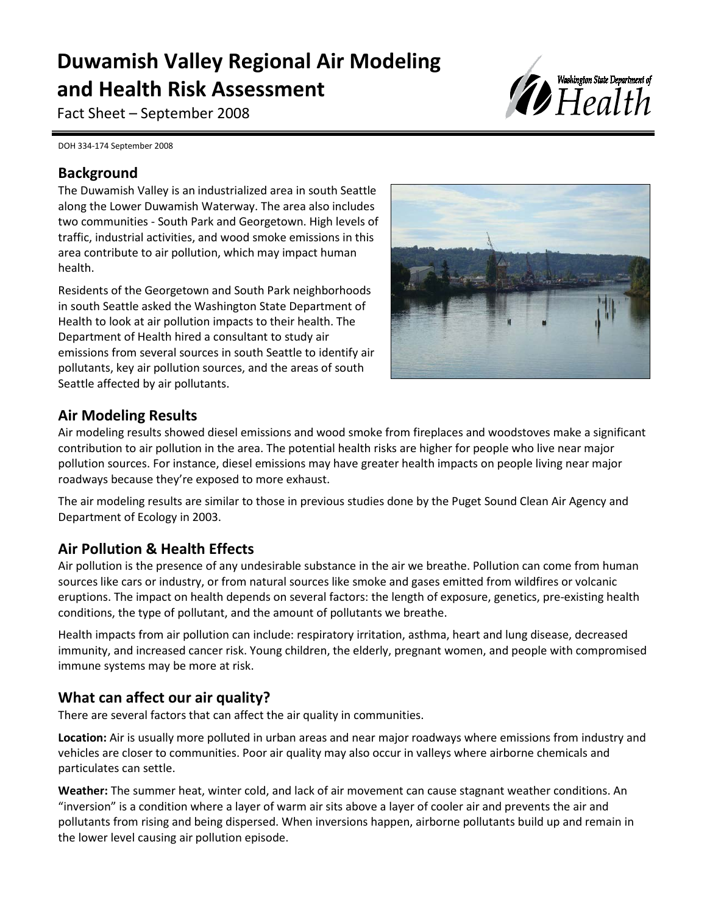# Duwamish Valley Regional Air Modeling and Health Risk Assessment

Fact Sheet – September 2008

DOH 334-174 September 2008

## Background

The Duwamish Valley is an industrialized area in south Seattle along the Lower Duwamish Waterway. The area also includes two communities - South Park and Georgetown. High levels of traffic, industrial activities, and wood smoke emissions in this area contribute to air pollution, which may impact human health.

Residents of the Georgetown and South Park neighborhoods in south Seattle asked the Washington State Department of Health to look at air pollution impacts to their health. The Department of Health hired a consultant to study air emissions from several sources in south Seattle to identify air pollutants, key air pollution sources, and the areas of south Seattle affected by air pollutants.

## Air Modeling Results

Air modeling results showed diesel emissions and wood smoke from fireplaces and woodstoves make a significant contribution to air pollution in the area. The potential health risks are higher for people who live near major pollution sources. For instance, diesel emissions may have greater health impacts on people living near major roadways because they're exposed to more exhaust.

The air modeling results are similar to those in previous studies done by the Puget Sound Clean Air Agency and Department of Ecology in 2003.

## Air Pollution & Health Effects

Air pollution is the presence of any undesirable substance in the air we breathe. Pollution can come from human sources like cars or industry, or from natural sources like smoke and gases emitted from wildfires or volcanic eruptions. The impact on health depends on several factors: the length of exposure, genetics, pre-existing health conditions, the type of pollutant, and the amount of pollutants we breathe.

Health impacts from air pollution can include: respiratory irritation, asthma, heart and lung disease, decreased immunity, and increased cancer risk. Young children, the elderly, pregnant women, and people with compromised immune systems may be more at risk.

## What can affect our air quality?

There are several factors that can affect the air quality in communities.

**Location:** Air is usually more polluted in urban areas and near major roadways where emissions from industry and vehicles are closer to communities. Poor air quality may also occur in valleys where airborne chemicals and particulates can settle.

**Weather:** The summer heat, winter cold, and lack of air movement can cause stagnant weather conditions. An "inversion" is a condition where a layer of warm air sits above a layer of cooler air and prevents the air and pollutants from rising and being dispersed. When inversions happen, airborne pollutants build up and remain in the lower level causing air pollution episode.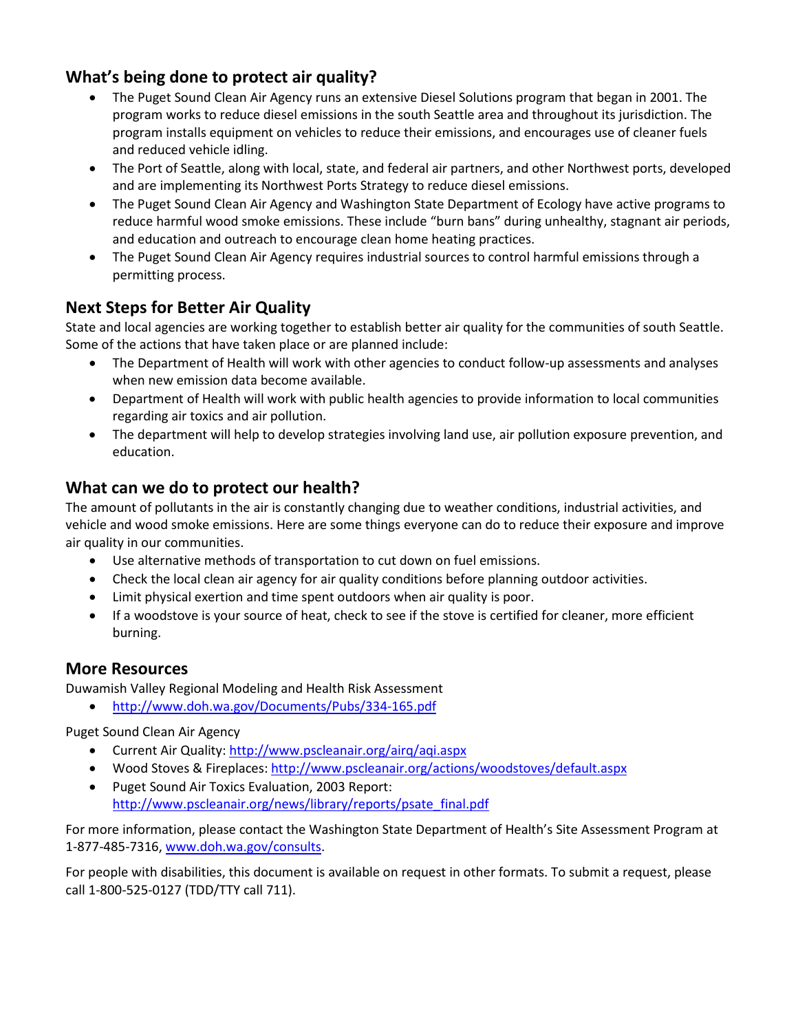## What's being done to protect air quality?

- The Puget Sound Clean Air Agency runs an extensive Diesel Solutions program that began in 2001. The program works to reduce diesel emissions in the south Seattle area and throughout its jurisdiction. The program installs equipment on vehicles to reduce their emissions, and encourages use of cleaner fuels and reduced vehicle idling.
- The Port of Seattle, along with local, state, and federal air partners, and other Northwest ports, developed and are implementing its Northwest Ports Strategy to reduce diesel emissions.
- The Puget Sound Clean Air Agency and Washington State Department of Ecology have active programs to reduce harmful wood smoke emissions. These include "burn bans" during unhealthy, stagnant air periods, and education and outreach to encourage clean home heating practices.
- The Puget Sound Clean Air Agency requires industrial sources to control harmful emissions through a permitting process.

## Next Steps for Better Air Quality

State and local agencies are working together to establish better air quality for the communities of south Seattle. Some of the actions that have taken place or are planned include:

- The Department of Health will work with other agencies to conduct follow-up assessments and analyses when new emission data become available.
- Department of Health will work with public health agencies to provide information to local communities regarding air toxics and air pollution.
- The department will help to develop strategies involving land use, air pollution exposure prevention, and education.

## What can we do to protect our health?

The amount of pollutants in the air is constantly changing due to weather conditions, industrial activities, and vehicle and wood smoke emissions. Here are some things everyone can do to reduce their exposure and improve air quality in our communities.

- Use alternative methods of transportation to cut down on fuel emissions.
- Check the local clean air agency for air quality conditions before planning outdoor activities.
- Limit physical exertion and time spent outdoors when air quality is poor.
- If a woodstove is your source of heat, check to see if the stove is certified for cleaner, more efficient burning.

## More Resources

Duwamish Valley Regional Modeling and Health Risk Assessment

- http://www.doh.wa.gov/Documents/Pubs/334-165.pdf

Puget Sound Clean Air Agency

- Current Air Quality: http://www.pscleanair.org/airq/aqi.aspx
- Wood Stoves & Fireplaces: http://www.pscleanair.org/actions/woodstoves/default.aspx
- Puget Sound Air Toxics Evaluation, 2003 Report: http://www.pscleanair.org/news/library/reports/psate_final.pdf

For more information, please contact the Washington State Department of Health's Site Assessment Program at 1-877-485-7316, www.doh.wa.gov/consults.

For people with disabilities, this document is available on request in other formats. To submit a request, please call 1-800-525-0127 (TDD/TTY call 711).